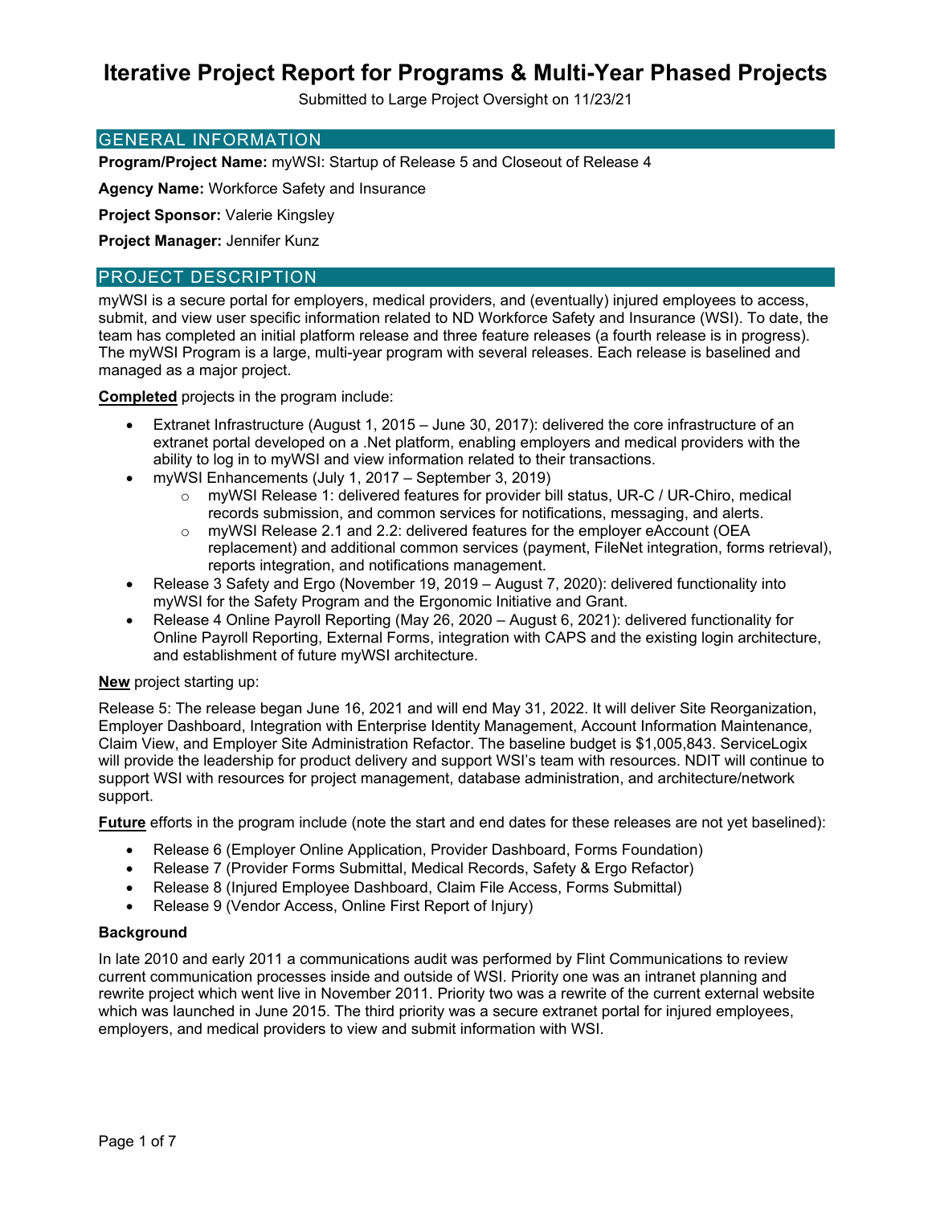# Iterative Project Report for Programs & Multi-Year Phased Projects

Submitted to Large Project Oversight on 11/23/21

## GENERAL INFORMATION

**Program/Project Name:** myWSI: Startup of Release 5 and Closeout of Release 4

**Agency Name:** Workforce Safety and Insurance

**Project Sponsor:** Valerie Kingsley

**Project Manager:** Jennifer Kunz

## PROJECT DESCRIPTION

myWSI is a secure portal for employers, medical providers, and (eventually) injured employees to access, submit, and view user specific information related to ND Workforce Safety and Insurance (WSI). To date, the team has completed an initial platform release and three feature releases (a fourth release is in progress). The myWSI Program is a large, multi-year program with several releases. Each release is baselined and managed as a major project.

**Completed** projects in the program include:

- Extranet Infrastructure (August 1, 2015 – June 30, 2017): delivered the core infrastructure of an extranet portal developed on a .Net platform, enabling employers and medical providers with the ability to log in to myWSI and view information related to their transactions.
- myWSI Enhancements (July 1, 2017 – September 3, 2019)
  - myWSI Release 1: delivered features for provider bill status, UR-C / UR-Chiro, medical records submission, and common services for notifications, messaging, and alerts.
  - myWSI Release 2.1 and 2.2: delivered features for the employer eAccount (OEA replacement) and additional common services (payment, FileNet integration, forms retrieval), reports integration, and notifications management.
- Release 3 Safety and Ergo (November 19, 2019 – August 7, 2020): delivered functionality into myWSI for the Safety Program and the Ergonomic Initiative and Grant.
- Release 4 Online Payroll Reporting (May 26, 2020 – August 6, 2021): delivered functionality for Online Payroll Reporting, External Forms, integration with CAPS and the existing login architecture, and establishment of future myWSI architecture.

**New** project starting up:

Release 5: The release began June 16, 2021 and will end May 31, 2022. It will deliver Site Reorganization, Employer Dashboard, Integration with Enterprise Identity Management, Account Information Maintenance, Claim View, and Employer Site Administration Refactor. The baseline budget is $1,005,843. ServiceLogix will provide the leadership for product delivery and support WSI's team with resources. NDIT will continue to support WSI with resources for project management, database administration, and architecture/network support.

**Future** efforts in the program include (note the start and end dates for these releases are not yet baselined):

- Release 6 (Employer Online Application, Provider Dashboard, Forms Foundation)
- Release 7 (Provider Forms Submittal, Medical Records, Safety & Ergo Refactor)
- Release 8 (Injured Employee Dashboard, Claim File Access, Forms Submittal)
- Release 9 (Vendor Access, Online First Report of Injury)

### Background

In late 2010 and early 2011 a communications audit was performed by Flint Communications to review current communication processes inside and outside of WSI. Priority one was an intranet planning and rewrite project which went live in November 2011. Priority two was a rewrite of the current external website which was launched in June 2015. The third priority was a secure extranet portal for injured employees, employers, and medical providers to view and submit information with WSI.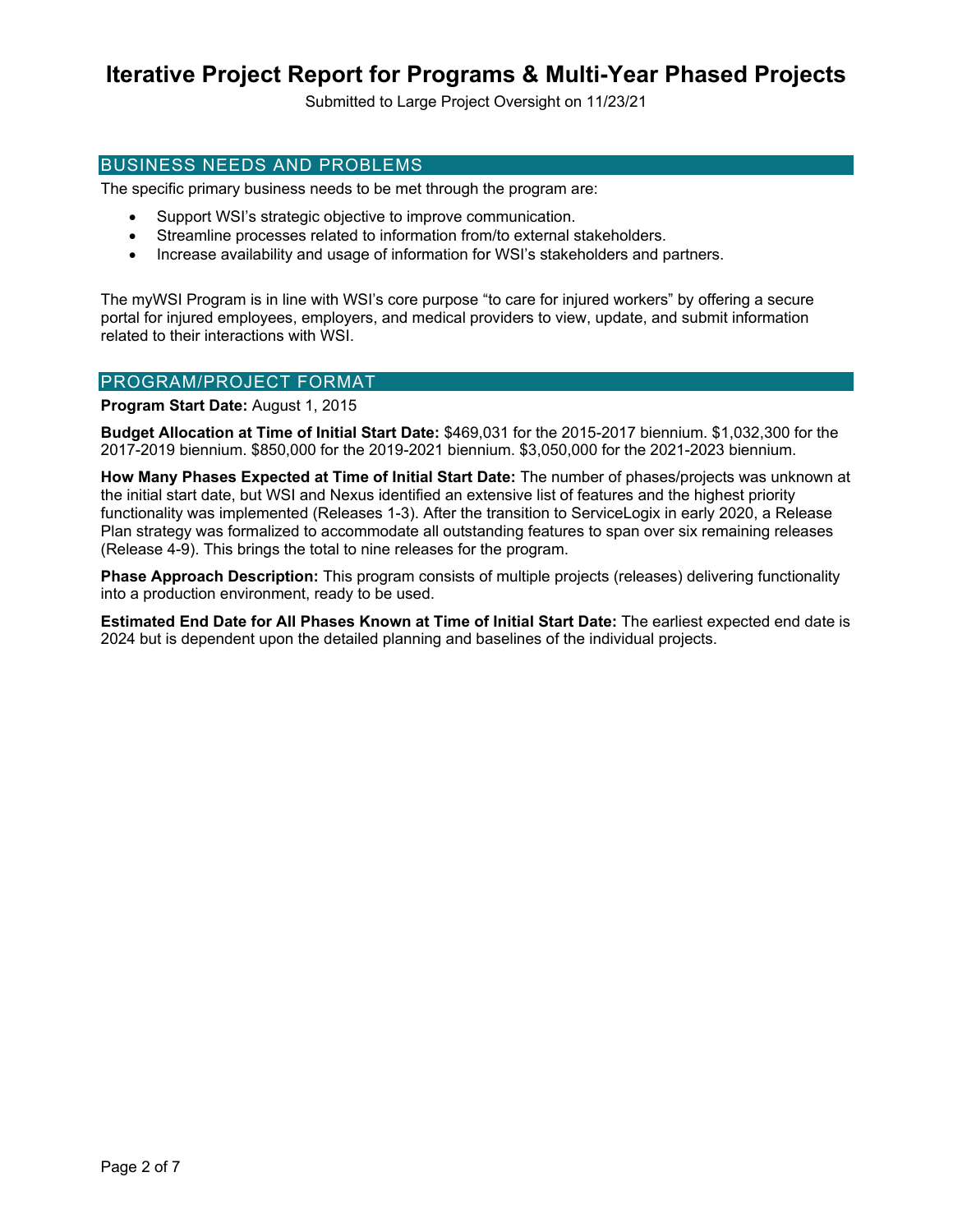# Iterative Project Report for Programs & Multi-Year Phased Projects

Submitted to Large Project Oversight on 11/23/21

## BUSINESS NEEDS AND PROBLEMS

The specific primary business needs to be met through the program are:

- Support WSI's strategic objective to improve communication.
- Streamline processes related to information from/to external stakeholders.
- Increase availability and usage of information for WSI's stakeholders and partners.

The myWSI Program is in line with WSI's core purpose "to care for injured workers" by offering a secure portal for injured employees, employers, and medical providers to view, update, and submit information related to their interactions with WSI.

## PROGRAM/PROJECT FORMAT

**Program Start Date:** August 1, 2015

**Budget Allocation at Time of Initial Start Date:** $469,031 for the 2015-2017 biennium. $1,032,300 for the 2017-2019 biennium. $850,000 for the 2019-2021 biennium. $3,050,000 for the 2021-2023 biennium.

**How Many Phases Expected at Time of Initial Start Date:** The number of phases/projects was unknown at the initial start date, but WSI and Nexus identified an extensive list of features and the highest priority functionality was implemented (Releases 1-3). After the transition to ServiceLogix in early 2020, a Release Plan strategy was formalized to accommodate all outstanding features to span over six remaining releases (Release 4-9). This brings the total to nine releases for the program.

**Phase Approach Description:** This program consists of multiple projects (releases) delivering functionality into a production environment, ready to be used.

**Estimated End Date for All Phases Known at Time of Initial Start Date:** The earliest expected end date is 2024 but is dependent upon the detailed planning and baselines of the individual projects.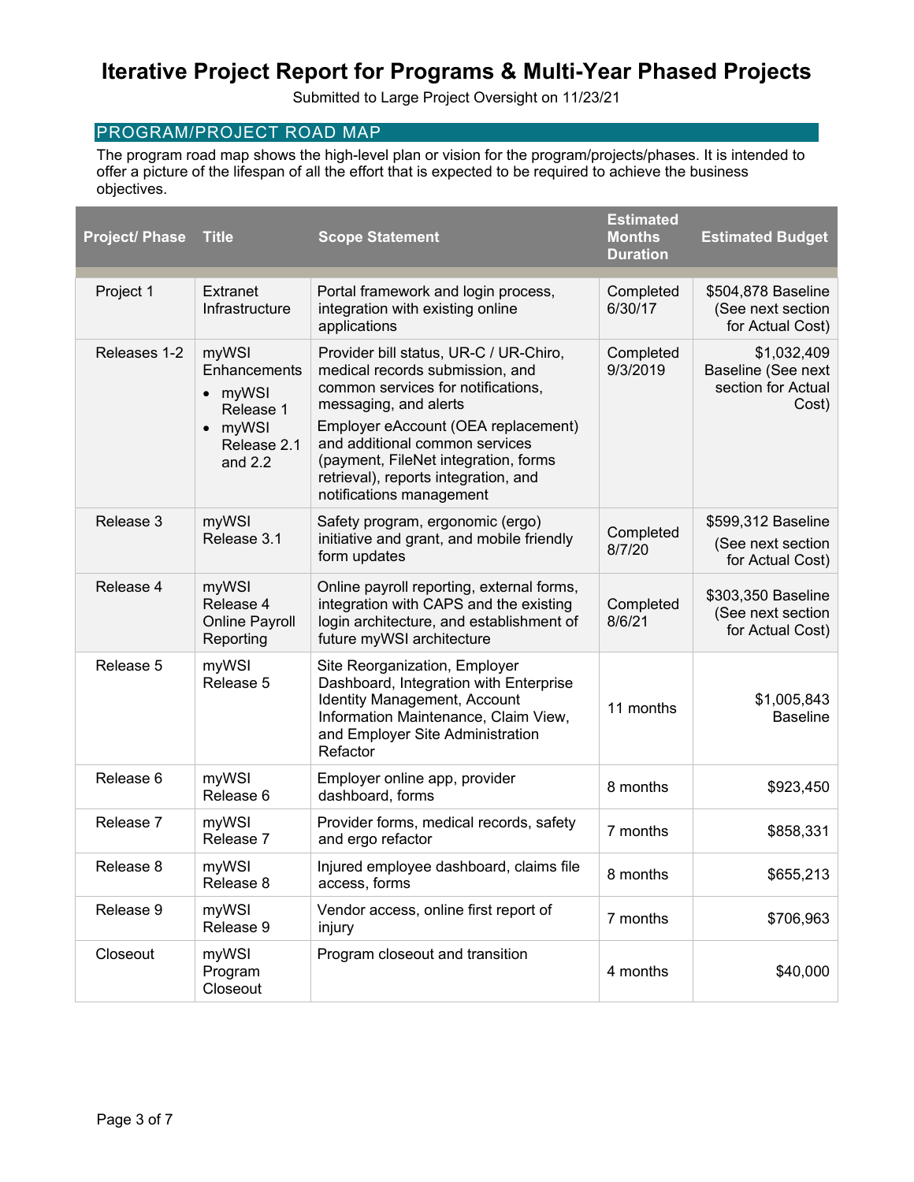# Iterative Project Report for Programs & Multi-Year Phased Projects

Submitted to Large Project Oversight on 11/23/21

## PROGRAM/PROJECT ROAD MAP

The program road map shows the high-level plan or vision for the program/projects/phases. It is intended to offer a picture of the lifespan of all the effort that is expected to be required to achieve the business objectives.

| Project/ Phase | Title | Scope Statement | Estimated Months Duration | Estimated Budget |
|---|---|---|---|---|
| Project 1 | Extranet Infrastructure | Portal framework and login process, integration with existing online applications | Completed 6/30/17 | $504,878 Baseline (See next section for Actual Cost) |
| Releases 1-2 | myWSI Enhancements<br>• myWSI Release 1<br>• myWSI Release 2.1 and 2.2 | Provider bill status, UR-C / UR-Chiro, medical records submission, and common services for notifications, messaging, and alerts<br>Employer eAccount (OEA replacement) and additional common services (payment, FileNet integration, forms retrieval), reports integration, and notifications management | Completed 9/3/2019 | $1,032,409 Baseline (See next section for Actual Cost) |
| Release 3 | myWSI Release 3.1 | Safety program, ergonomic (ergo) initiative and grant, and mobile friendly form updates | Completed 8/7/20 | $599,312 Baseline (See next section for Actual Cost) |
| Release 4 | myWSI Release 4 Online Payroll Reporting | Online payroll reporting, external forms, integration with CAPS and the existing login architecture, and establishment of future myWSI architecture | Completed 8/6/21 | $303,350 Baseline (See next section for Actual Cost) |
| Release 5 | myWSI Release 5 | Site Reorganization, Employer Dashboard, Integration with Enterprise Identity Management, Account Information Maintenance, Claim View, and Employer Site Administration Refactor | 11 months | $1,005,843 Baseline |
| Release 6 | myWSI Release 6 | Employer online app, provider dashboard, forms | 8 months | $923,450 |
| Release 7 | myWSI Release 7 | Provider forms, medical records, safety and ergo refactor | 7 months | $858,331 |
| Release 8 | myWSI Release 8 | Injured employee dashboard, claims file access, forms | 8 months | $655,213 |
| Release 9 | myWSI Release 9 | Vendor access, online first report of injury | 7 months | $706,963 |
| Closeout | myWSI Program Closeout | Program closeout and transition | 4 months | $40,000 |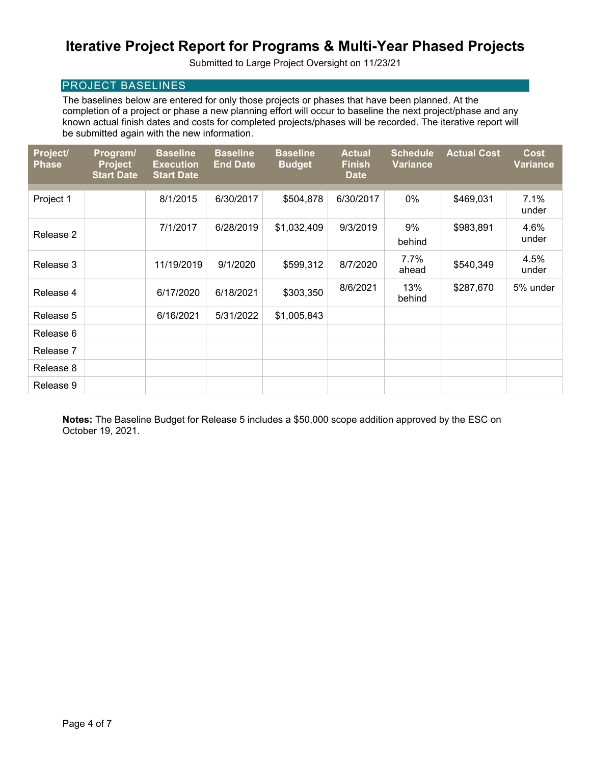# Iterative Project Report for Programs & Multi-Year Phased Projects

Submitted to Large Project Oversight on 11/23/21

## PROJECT BASELINES

The baselines below are entered for only those projects or phases that have been planned. At the completion of a project or phase a new planning effort will occur to baseline the next project/phase and any known actual finish dates and costs for completed projects/phases will be recorded. The iterative report will be submitted again with the new information.

| Project/ Phase | Program/ Project Start Date | Baseline Execution Start Date | Baseline End Date | Baseline Budget | Actual Finish Date | Schedule Variance | Actual Cost | Cost Variance |
|---|---|---|---|---|---|---|---|---|
| Project 1 | | 8/1/2015 | 6/30/2017 | $504,878 | 6/30/2017 | 0% | $469,031 | 7.1% under |
| Release 2 | | 7/1/2017 | 6/28/2019 | $1,032,409 | 9/3/2019 | 9% behind | $983,891 | 4.6% under |
| Release 3 | | 11/19/2019 | 9/1/2020 | $599,312 | 8/7/2020 | 7.7% ahead | $540,349 | 4.5% under |
| Release 4 | | 6/17/2020 | 6/18/2021 | $303,350 | 8/6/2021 | 13% behind | $287,670 | 5% under |
| Release 5 | | 6/16/2021 | 5/31/2022 | $1,005,843 | | | | |
| Release 6 | | | | | | | | |
| Release 7 | | | | | | | | |
| Release 8 | | | | | | | | |
| Release 9 | | | | | | | | |

**Notes:** The Baseline Budget for Release 5 includes a $50,000 scope addition approved by the ESC on October 19, 2021.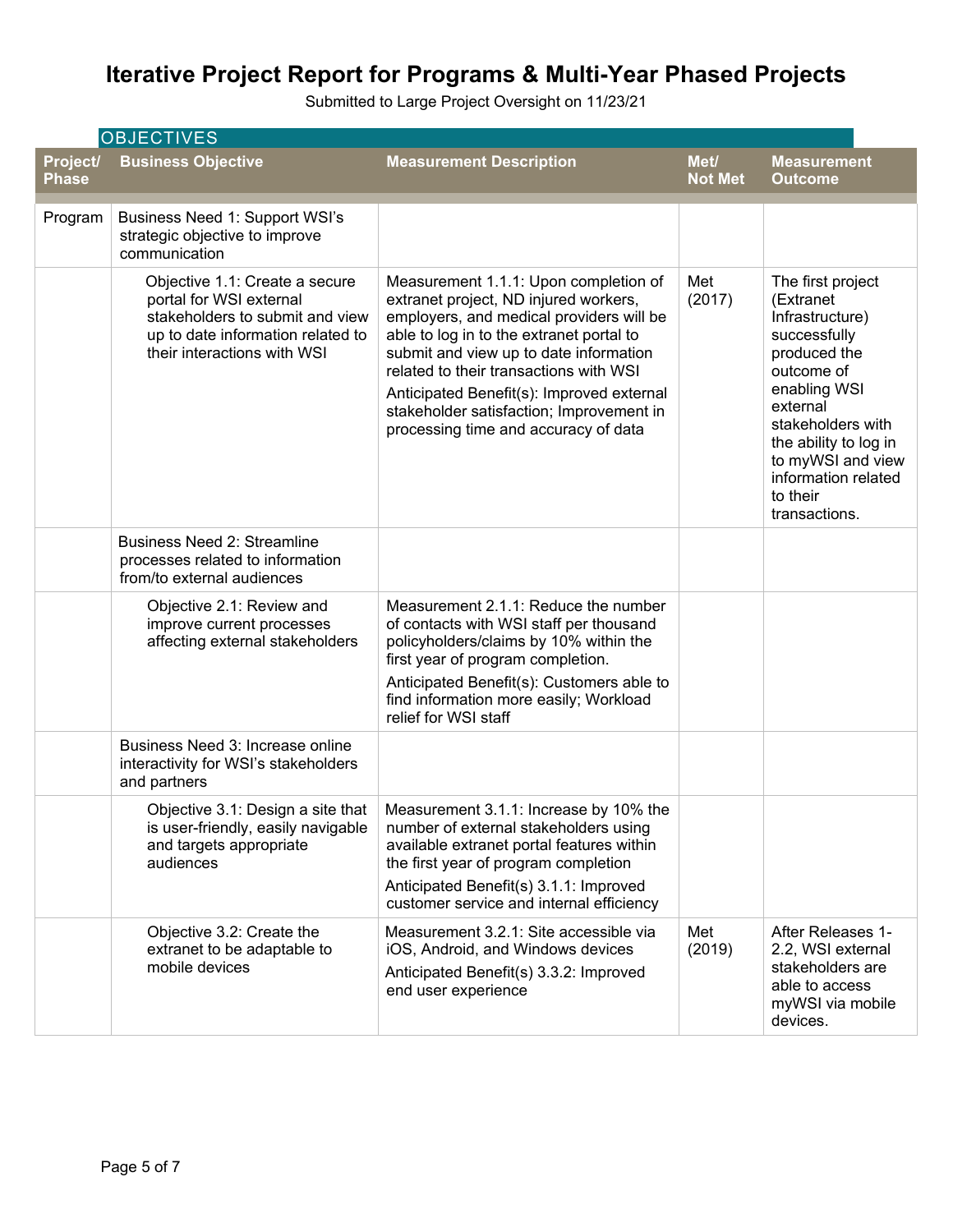# Iterative Project Report for Programs & Multi-Year Phased Projects

Submitted to Large Project Oversight on 11/23/21

## OBJECTIVES

| Project/ Phase | Business Objective | Measurement Description | Met/ Not Met | Measurement Outcome |
|---|---|---|---|---|
| Program | Business Need 1: Support WSI's strategic objective to improve communication | | | |
| | Objective 1.1: Create a secure portal for WSI external stakeholders to submit and view up to date information related to their interactions with WSI | Measurement 1.1.1: Upon completion of extranet project, ND injured workers, employers, and medical providers will be able to log in to the extranet portal to submit and view up to date information related to their transactions with WSI<br>Anticipated Benefit(s): Improved external stakeholder satisfaction; Improvement in processing time and accuracy of data | Met (2017) | The first project (Extranet Infrastructure) successfully produced the outcome of enabling WSI external stakeholders with the ability to log in to myWSI and view information related to their transactions. |
| | Business Need 2: Streamline processes related to information from/to external audiences | | | |
| | Objective 2.1: Review and improve current processes affecting external stakeholders | Measurement 2.1.1: Reduce the number of contacts with WSI staff per thousand policyholders/claims by 10% within the first year of program completion.<br>Anticipated Benefit(s): Customers able to find information more easily; Workload relief for WSI staff | | |
| | Business Need 3: Increase online interactivity for WSI's stakeholders and partners | | | |
| | Objective 3.1: Design a site that is user-friendly, easily navigable and targets appropriate audiences | Measurement 3.1.1: Increase by 10% the number of external stakeholders using available extranet portal features within the first year of program completion<br>Anticipated Benefit(s) 3.1.1: Improved customer service and internal efficiency | | |
| | Objective 3.2: Create the extranet to be adaptable to mobile devices | Measurement 3.2.1: Site accessible via iOS, Android, and Windows devices<br>Anticipated Benefit(s) 3.3.2: Improved end user experience | Met (2019) | After Releases 1-2.2, WSI external stakeholders are able to access myWSI via mobile devices. |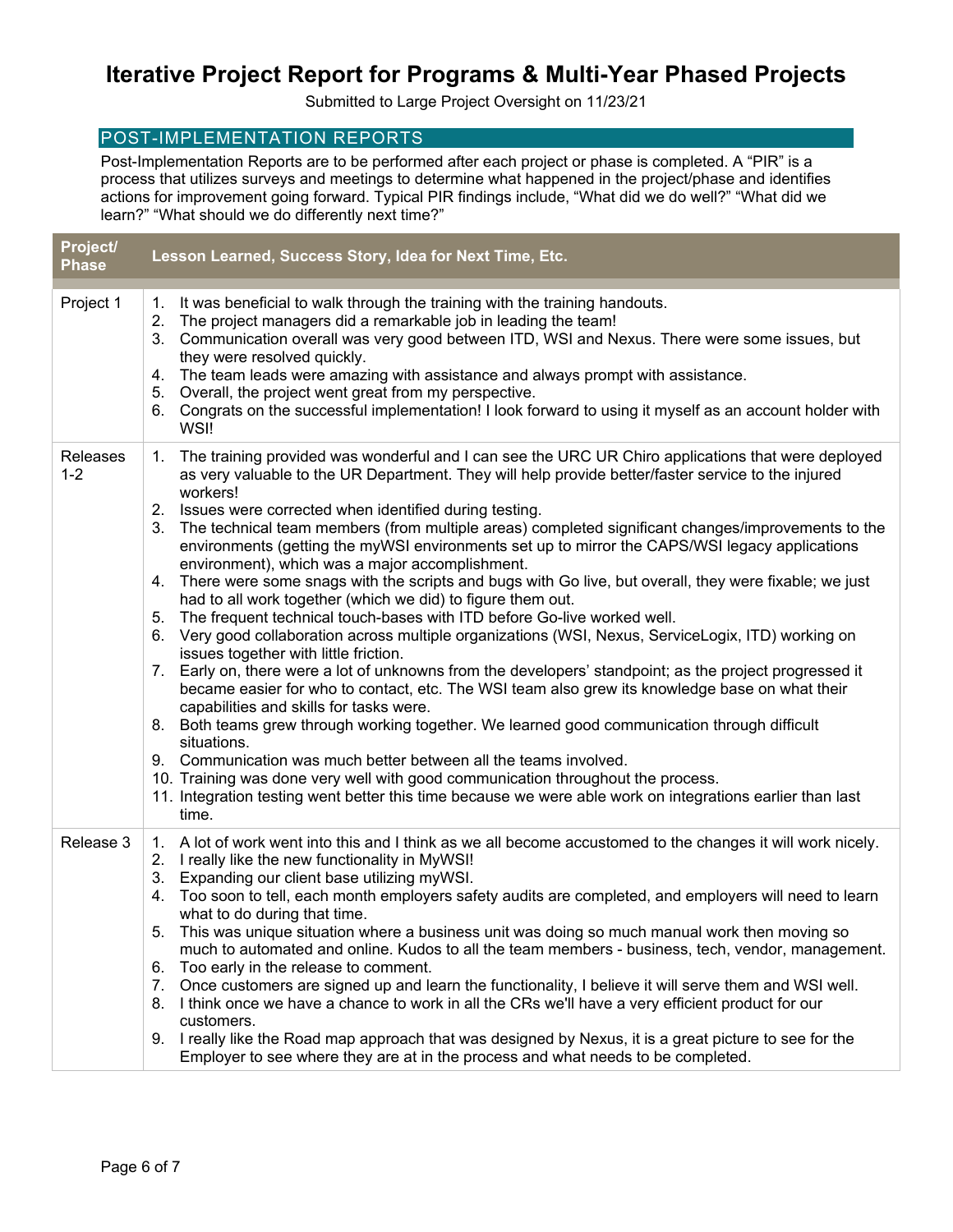# Iterative Project Report for Programs & Multi-Year Phased Projects

Submitted to Large Project Oversight on 11/23/21

## POST-IMPLEMENTATION REPORTS

Post-Implementation Reports are to be performed after each project or phase is completed. A "PIR" is a process that utilizes surveys and meetings to determine what happened in the project/phase and identifies actions for improvement going forward. Typical PIR findings include, "What did we do well?" "What did we learn?" "What should we do differently next time?"

| Project/ Phase | Lesson Learned, Success Story, Idea for Next Time, Etc. |
|---|---|
| Project 1 | 1. It was beneficial to walk through the training with the training handouts.<br>2. The project managers did a remarkable job in leading the team!<br>3. Communication overall was very good between ITD, WSI and Nexus. There were some issues, but they were resolved quickly.<br>4. The team leads were amazing with assistance and always prompt with assistance.<br>5. Overall, the project went great from my perspective.<br>6. Congrats on the successful implementation! I look forward to using it myself as an account holder with WSI! |
| Releases 1-2 | 1. The training provided was wonderful and I can see the URC UR Chiro applications that were deployed as very valuable to the UR Department. They will help provide better/faster service to the injured workers!<br>2. Issues were corrected when identified during testing.<br>3. The technical team members (from multiple areas) completed significant changes/improvements to the environments (getting the myWSI environments set up to mirror the CAPS/WSI legacy applications environment), which was a major accomplishment.<br>4. There were some snags with the scripts and bugs with Go live, but overall, they were fixable; we just had to all work together (which we did) to figure them out.<br>5. The frequent technical touch-bases with ITD before Go-live worked well.<br>6. Very good collaboration across multiple organizations (WSI, Nexus, ServiceLogix, ITD) working on issues together with little friction.<br>7. Early on, there were a lot of unknowns from the developers' standpoint; as the project progressed it became easier for who to contact, etc. The WSI team also grew its knowledge base on what their capabilities and skills for tasks were.<br>8. Both teams grew through working together. We learned good communication through difficult situations.<br>9. Communication was much better between all the teams involved.<br>10. Training was done very well with good communication throughout the process.<br>11. Integration testing went better this time because we were able work on integrations earlier than last time. |
| Release 3 | 1. A lot of work went into this and I think as we all become accustomed to the changes it will work nicely.<br>2. I really like the new functionality in MyWSI!<br>3. Expanding our client base utilizing myWSI.<br>4. Too soon to tell, each month employers safety audits are completed, and employers will need to learn what to do during that time.<br>5. This was unique situation where a business unit was doing so much manual work then moving so much to automated and online. Kudos to all the team members - business, tech, vendor, management.<br>6. Too early in the release to comment.<br>7. Once customers are signed up and learn the functionality, I believe it will serve them and WSI well.<br>8. I think once we have a chance to work in all the CRs we'll have a very efficient product for our customers.<br>9. I really like the Road map approach that was designed by Nexus, it is a great picture to see for the Employer to see where they are at in the process and what needs to be completed. |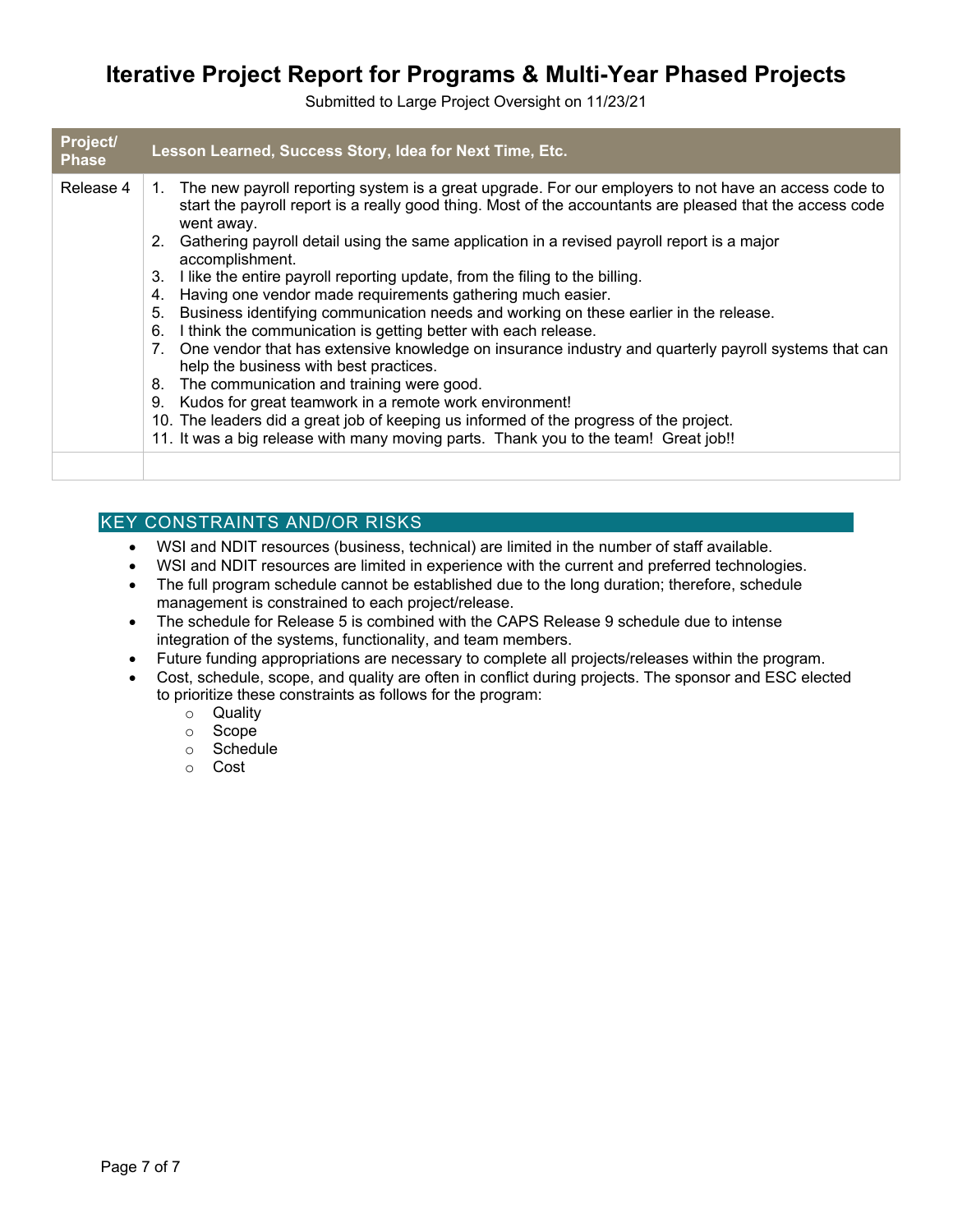# Iterative Project Report for Programs & Multi-Year Phased Projects

Submitted to Large Project Oversight on 11/23/21

| Project/ Phase | Lesson Learned, Success Story, Idea for Next Time, Etc. |
|---|---|
| Release 4 | 1. The new payroll reporting system is a great upgrade. For our employers to not have an access code to start the payroll report is a really good thing. Most of the accountants are pleased that the access code went away.<br>2. Gathering payroll detail using the same application in a revised payroll report is a major accomplishment.<br>3. I like the entire payroll reporting update, from the filing to the billing.<br>4. Having one vendor made requirements gathering much easier.<br>5. Business identifying communication needs and working on these earlier in the release.<br>6. I think the communication is getting better with each release.<br>7. One vendor that has extensive knowledge on insurance industry and quarterly payroll systems that can help the business with best practices.<br>8. The communication and training were good.<br>9. Kudos for great teamwork in a remote work environment!<br>10. The leaders did a great job of keeping us informed of the progress of the project.<br>11. It was a big release with many moving parts. Thank you to the team! Great job!! |
| | |

## KEY CONSTRAINTS AND/OR RISKS

- WSI and NDIT resources (business, technical) are limited in the number of staff available.
- WSI and NDIT resources are limited in experience with the current and preferred technologies.
- The full program schedule cannot be established due to the long duration; therefore, schedule management is constrained to each project/release.
- The schedule for Release 5 is combined with the CAPS Release 9 schedule due to intense integration of the systems, functionality, and team members.
- Future funding appropriations are necessary to complete all projects/releases within the program.
- Cost, schedule, scope, and quality are often in conflict during projects. The sponsor and ESC elected to prioritize these constraints as follows for the program:
  - Quality
  - Scope
  - Schedule
  - Cost